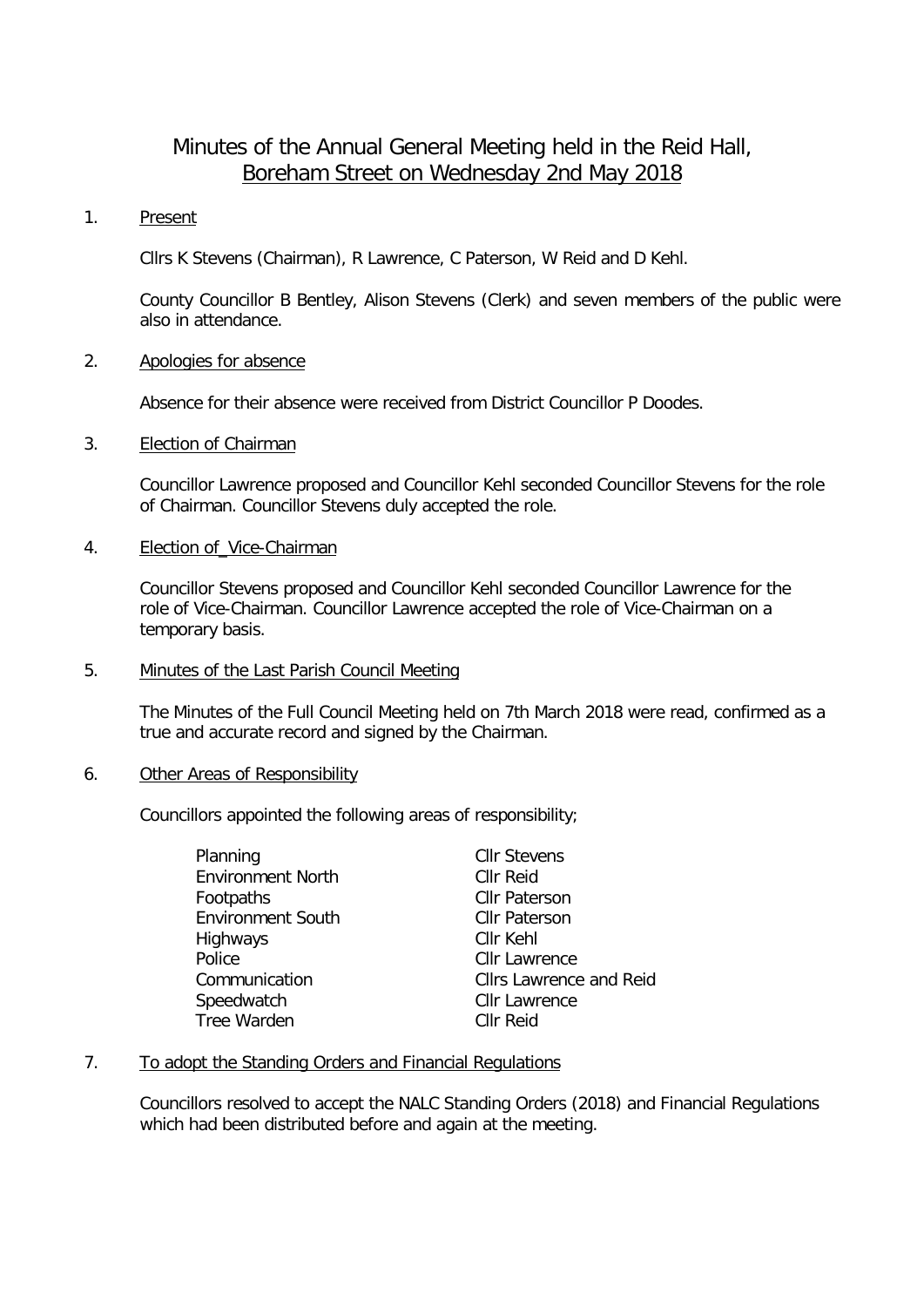# Minutes of the Annual General Meeting held in the Reid Hall, Boreham Street on Wednesday 2nd May 2018

1. Present

   Cllrs K Stevens (Chairman), R Lawrence, C Paterson, W Reid and D Kehl.

   County Councillor B Bentley, Alison Stevens (Clerk) and seven members of the public were also in attendance.

2. Apologies for absence

   Absence for their absence were received from District Councillor P Doodes.

3. Election of Chairman

   Councillor Lawrence proposed and Councillor Kehl seconded Councillor Stevens for the role of Chairman. Councillor Stevens duly accepted the role.

4. Election of_Vice-Chairman

   Councillor Stevens proposed and Councillor Kehl seconded Councillor Lawrence for the role of Vice-Chairman. Councillor Lawrence accepted the role of Vice-Chairman on a temporary basis.

5. Minutes of the Last Parish Council Meeting

   The Minutes of the Full Council Meeting held on 7th March 2018 were read, confirmed as a true and accurate record and signed by the Chairman.

6. Other Areas of Responsibility

   Councillors appointed the following areas of responsibility;

| | |
|---|---|
| Planning | Cllr Stevens |
| Environment North | Cllr Reid |
| Footpaths | Cllr Paterson |
| Environment South | Cllr Paterson |
| Highways | Cllr Kehl |
| Police | Cllr Lawrence |
| Communication | Cllrs Lawrence and Reid |
| Speedwatch | Cllr Lawrence |
| Tree Warden | Cllr Reid |

7. To adopt the Standing Orders and Financial Regulations

   Councillors resolved to accept the NALC Standing Orders (2018) and Financial Regulations which had been distributed before and again at the meeting.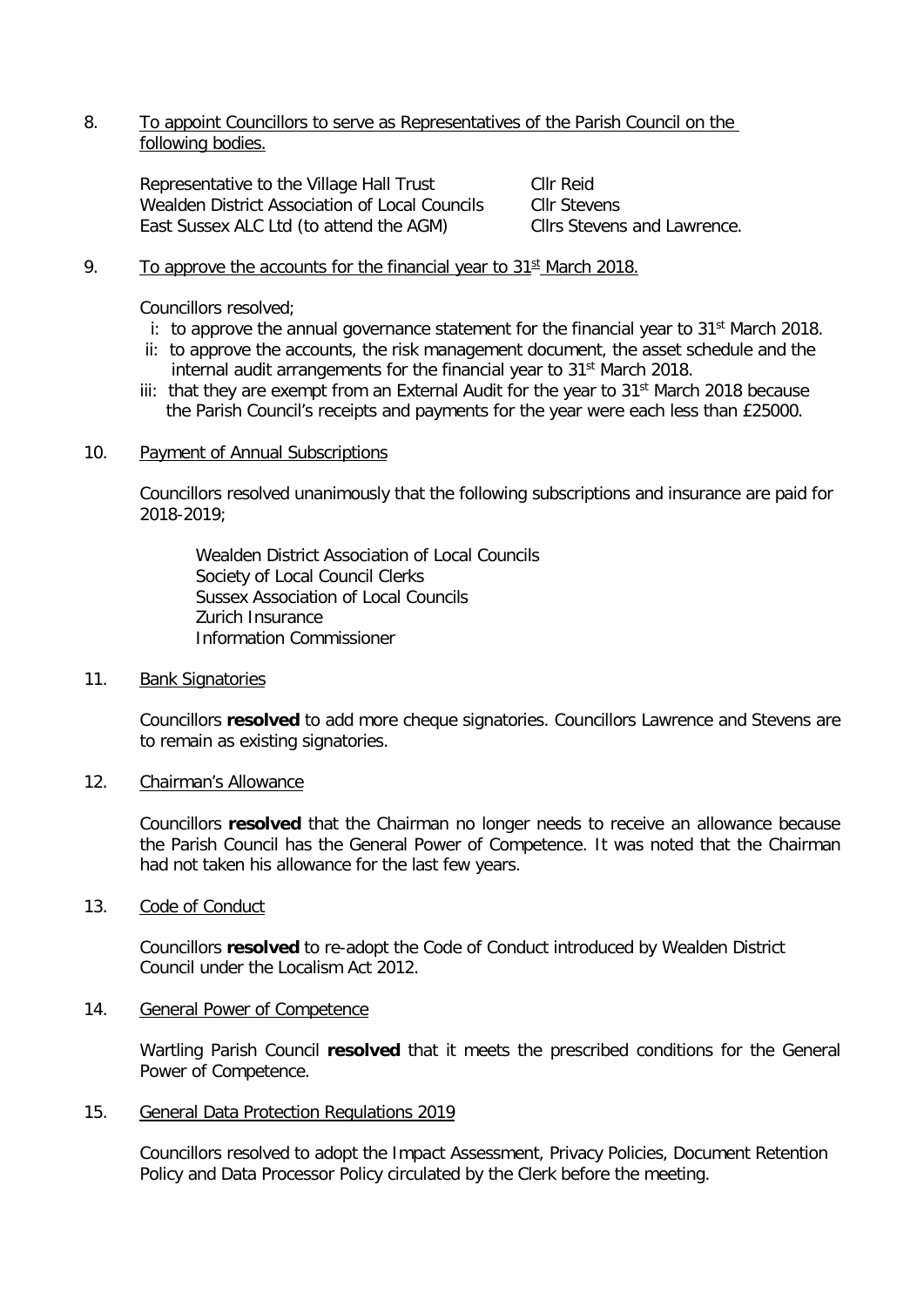8. <u>To appoint Councillors to serve as Representatives of the Parish Council on the following bodies.</u>

| | |
|---|---|
| Representative to the Village Hall Trust | Cllr Reid |
| Wealden District Association of Local Councils | Cllr Stevens |
| East Sussex ALC Ltd (to attend the AGM) | Cllrs Stevens and Lawrence. |

9. <u>To approve the accounts for the financial year to 31st March 2018.</u>

Councillors resolved;

i: to approve the annual governance statement for the financial year to 31st March 2018.

ii: to approve the accounts, the risk management document, the asset schedule and the internal audit arrangements for the financial year to 31st March 2018.

iii: that they are exempt from an External Audit for the year to 31st March 2018 because the Parish Council's receipts and payments for the year were each less than £25000.

10. <u>Payment of Annual Subscriptions</u>

Councillors resolved unanimously that the following subscriptions and insurance are paid for 2018-2019;

Wealden District Association of Local Councils
Society of Local Council Clerks
Sussex Association of Local Councils
Zurich Insurance
Information Commissioner

11. <u>Bank Signatories</u>

Councillors **resolved** to add more cheque signatories. Councillors Lawrence and Stevens are to remain as existing signatories.

12. <u>Chairman's Allowance</u>

Councillors **resolved** that the Chairman no longer needs to receive an allowance because the Parish Council has the General Power of Competence. It was noted that the Chairman had not taken his allowance for the last few years.

13. <u>Code of Conduct</u>

Councillors **resolved** to re-adopt the Code of Conduct introduced by Wealden District Council under the Localism Act 2012.

14. <u>General Power of Competence</u>

Wartling Parish Council **resolved** that it meets the prescribed conditions for the General Power of Competence.

15. <u>General Data Protection Regulations 2019</u>

Councillors resolved to adopt the Impact Assessment, Privacy Policies, Document Retention Policy and Data Processor Policy circulated by the Clerk before the meeting.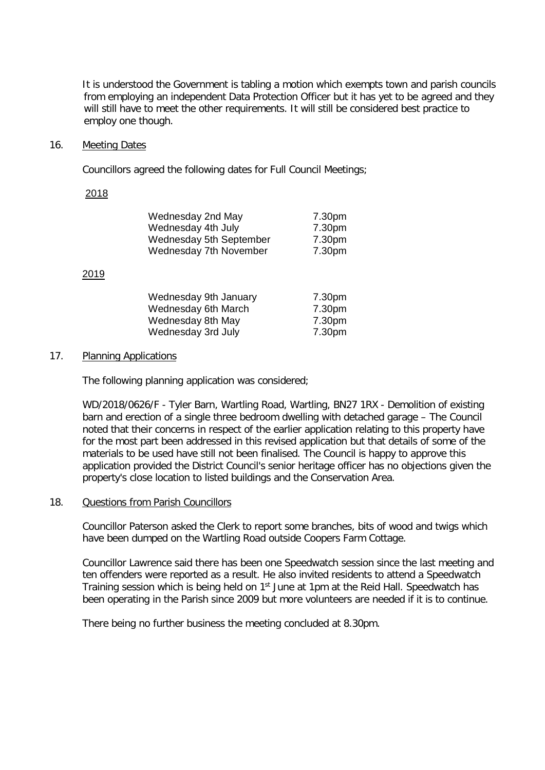It is understood the Government is tabling a motion which exempts town and parish councils from employing an independent Data Protection Officer but it has yet to be agreed and they will still have to meet the other requirements. It will still be considered best practice to employ one though.

16. Meeting Dates

Councillors agreed the following dates for Full Council Meetings;

2018

| | |
|---|---|
| Wednesday 2nd May | 7.30pm |
| Wednesday 4th July | 7.30pm |
| Wednesday 5th September | 7.30pm |
| Wednesday 7th November | 7.30pm |

2019

| | |
|---|---|
| Wednesday 9th January | 7.30pm |
| Wednesday 6th March | 7.30pm |
| Wednesday 8th May | 7.30pm |
| Wednesday 3rd July | 7.30pm |

17. Planning Applications

The following planning application was considered;

WD/2018/0626/F - Tyler Barn, Wartling Road, Wartling, BN27 1RX - Demolition of existing barn and erection of a single three bedroom dwelling with detached garage – The Council noted that their concerns in respect of the earlier application relating to this property have for the most part been addressed in this revised application but that details of some of the materials to be used have still not been finalised. The Council is happy to approve this application provided the District Council's senior heritage officer has no objections given the property's close location to listed buildings and the Conservation Area.

18. Questions from Parish Councillors

Councillor Paterson asked the Clerk to report some branches, bits of wood and twigs which have been dumped on the Wartling Road outside Coopers Farm Cottage.

Councillor Lawrence said there has been one Speedwatch session since the last meeting and ten offenders were reported as a result. He also invited residents to attend a Speedwatch Training session which is being held on 1st June at 1pm at the Reid Hall. Speedwatch has been operating in the Parish since 2009 but more volunteers are needed if it is to continue.

There being no further business the meeting concluded at 8.30pm.